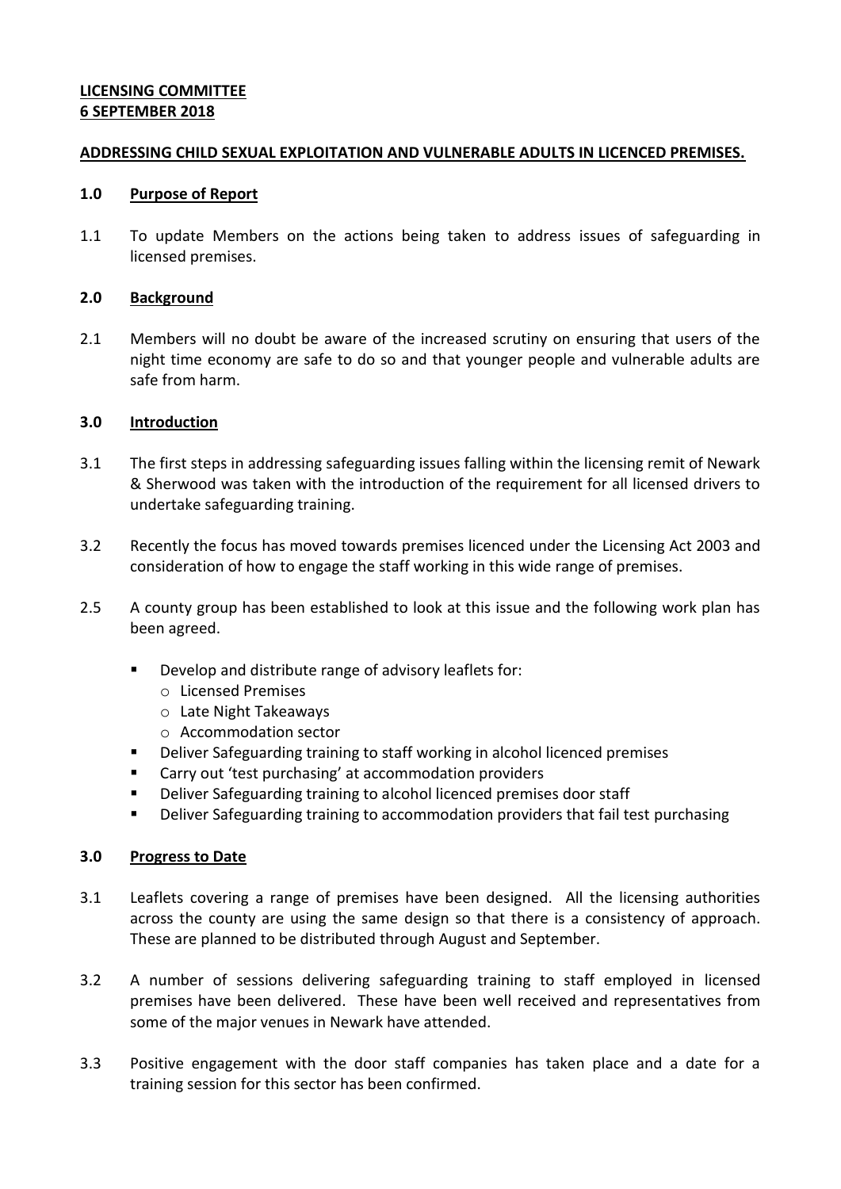**LICENSING COMMITTEE**
**6 SEPTEMBER 2018**

**ADDRESSING CHILD SEXUAL EXPLOITATION AND VULNERABLE ADULTS IN LICENCED PREMISES.**

## 1.0 Purpose of Report

1.1 To update Members on the actions being taken to address issues of safeguarding in licensed premises.

## 2.0 Background

2.1 Members will no doubt be aware of the increased scrutiny on ensuring that users of the night time economy are safe to do so and that younger people and vulnerable adults are safe from harm.

## 3.0 Introduction

3.1 The first steps in addressing safeguarding issues falling within the licensing remit of Newark & Sherwood was taken with the introduction of the requirement for all licensed drivers to undertake safeguarding training.

3.2 Recently the focus has moved towards premises licenced under the Licensing Act 2003 and consideration of how to engage the staff working in this wide range of premises.

2.5 A county group has been established to look at this issue and the following work plan has been agreed.

- Develop and distribute range of advisory leaflets for:
  - Licensed Premises
  - Late Night Takeaways
  - Accommodation sector
- Deliver Safeguarding training to staff working in alcohol licenced premises
- Carry out 'test purchasing' at accommodation providers
- Deliver Safeguarding training to alcohol licenced premises door staff
- Deliver Safeguarding training to accommodation providers that fail test purchasing

## 3.0 Progress to Date

3.1 Leaflets covering a range of premises have been designed. All the licensing authorities across the county are using the same design so that there is a consistency of approach. These are planned to be distributed through August and September.

3.2 A number of sessions delivering safeguarding training to staff employed in licensed premises have been delivered. These have been well received and representatives from some of the major venues in Newark have attended.

3.3 Positive engagement with the door staff companies has taken place and a date for a training session for this sector has been confirmed.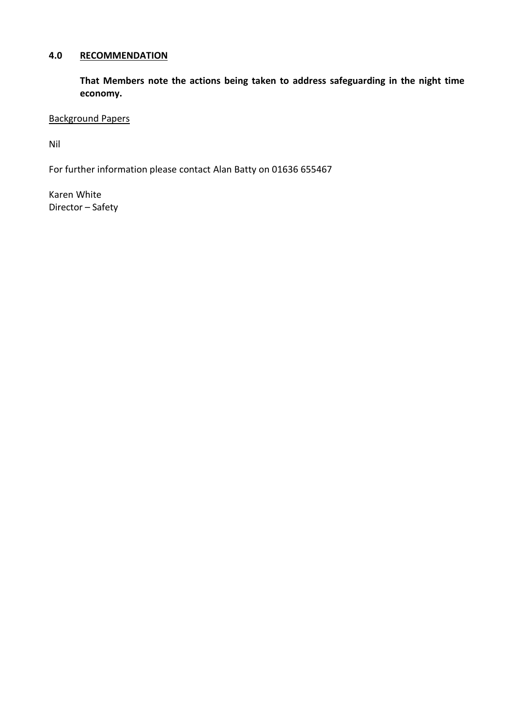## 4.0 RECOMMENDATION

**That Members note the actions being taken to address safeguarding in the night time economy.**

Background Papers

Nil

For further information please contact Alan Batty on 01636 655467

Karen White
Director – Safety